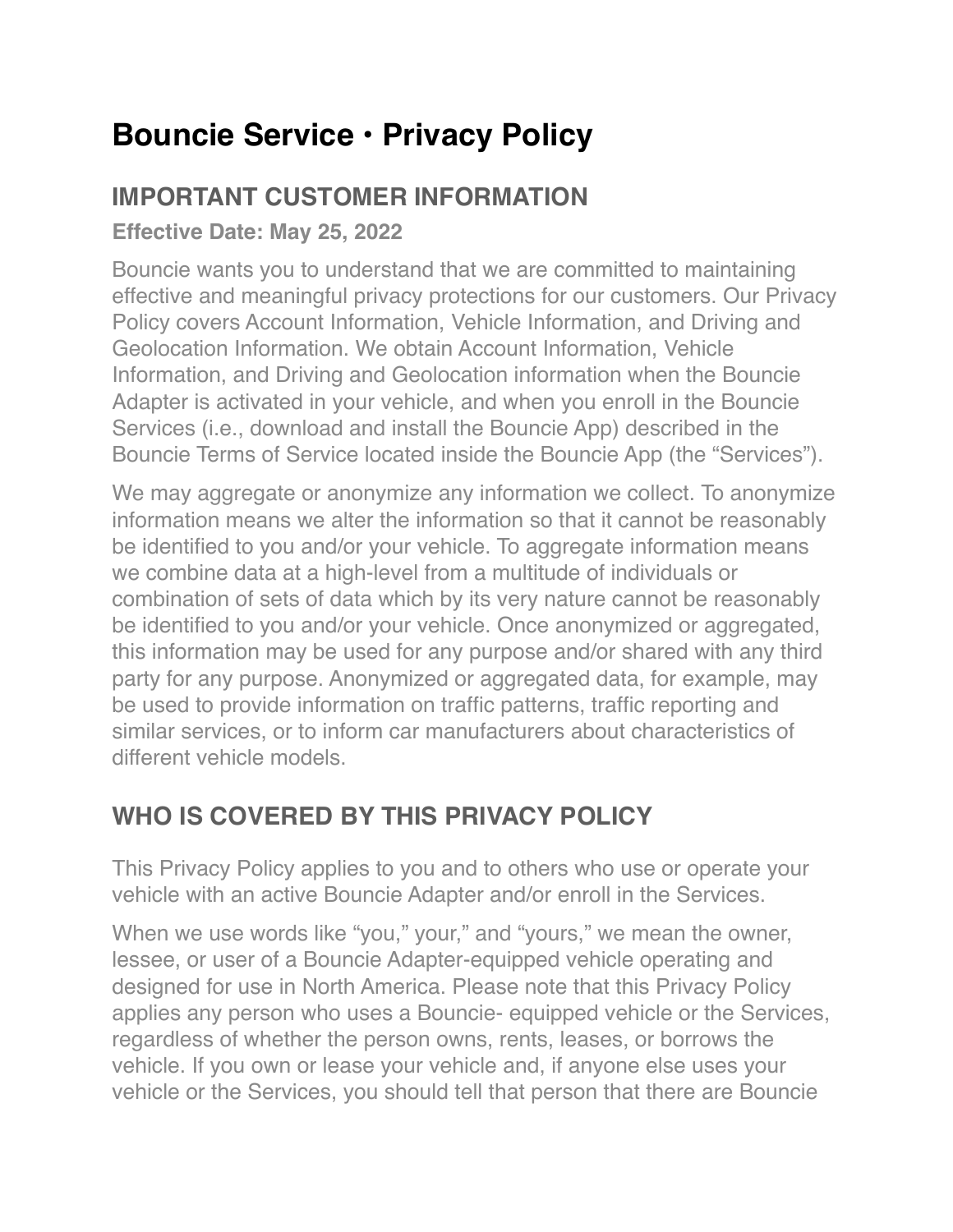# Bouncie Service • Privacy Policy

## IMPORTANT CUSTOMER INFORMATION

**Effective Date: May 25, 2022**

Bouncie wants you to understand that we are committed to maintaining effective and meaningful privacy protections for our customers. Our Privacy Policy covers Account Information, Vehicle Information, and Driving and Geolocation Information. We obtain Account Information, Vehicle Information, and Driving and Geolocation information when the Bouncie Adapter is activated in your vehicle, and when you enroll in the Bouncie Services (i.e., download and install the Bouncie App) described in the Bouncie Terms of Service located inside the Bouncie App (the "Services").

We may aggregate or anonymize any information we collect. To anonymize information means we alter the information so that it cannot be reasonably be identified to you and/or your vehicle. To aggregate information means we combine data at a high-level from a multitude of individuals or combination of sets of data which by its very nature cannot be reasonably be identified to you and/or your vehicle. Once anonymized or aggregated, this information may be used for any purpose and/or shared with any third party for any purpose. Anonymized or aggregated data, for example, may be used to provide information on traffic patterns, traffic reporting and similar services, or to inform car manufacturers about characteristics of different vehicle models.

## WHO IS COVERED BY THIS PRIVACY POLICY

This Privacy Policy applies to you and to others who use or operate your vehicle with an active Bouncie Adapter and/or enroll in the Services.

When we use words like "you," your," and "yours," we mean the owner, lessee, or user of a Bouncie Adapter-equipped vehicle operating and designed for use in North America. Please note that this Privacy Policy applies any person who uses a Bouncie- equipped vehicle or the Services, regardless of whether the person owns, rents, leases, or borrows the vehicle. If you own or lease your vehicle and, if anyone else uses your vehicle or the Services, you should tell that person that there are Bouncie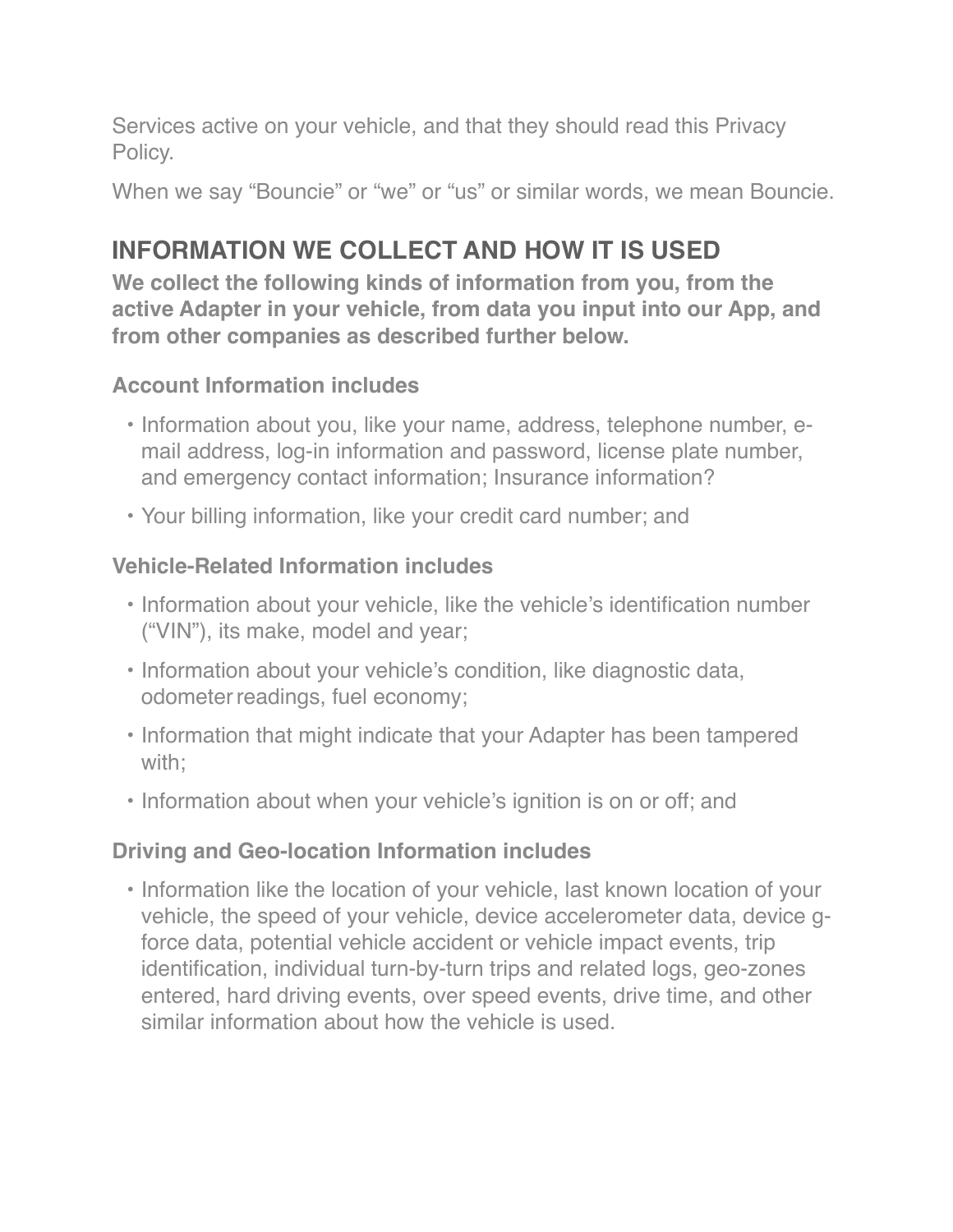Services active on your vehicle, and that they should read this Privacy Policy.

When we say "Bouncie" or "we" or "us" or similar words, we mean Bouncie.

## INFORMATION WE COLLECT AND HOW IT IS USED

**We collect the following kinds of information from you, from the active Adapter in your vehicle, from data you input into our App, and from other companies as described further below.**

### Account Information includes

- Information about you, like your name, address, telephone number, e-mail address, log-in information and password, license plate number, and emergency contact information; Insurance information?
- Your billing information, like your credit card number; and

### Vehicle-Related Information includes

- Information about your vehicle, like the vehicle's identification number ("VIN"), its make, model and year;
- Information about your vehicle's condition, like diagnostic data, odometer readings, fuel economy;
- Information that might indicate that your Adapter has been tampered with;
- Information about when your vehicle's ignition is on or off; and

### Driving and Geo-location Information includes

- Information like the location of your vehicle, last known location of your vehicle, the speed of your vehicle, device accelerometer data, device g-force data, potential vehicle accident or vehicle impact events, trip identification, individual turn-by-turn trips and related logs, geo-zones entered, hard driving events, over speed events, drive time, and other similar information about how the vehicle is used.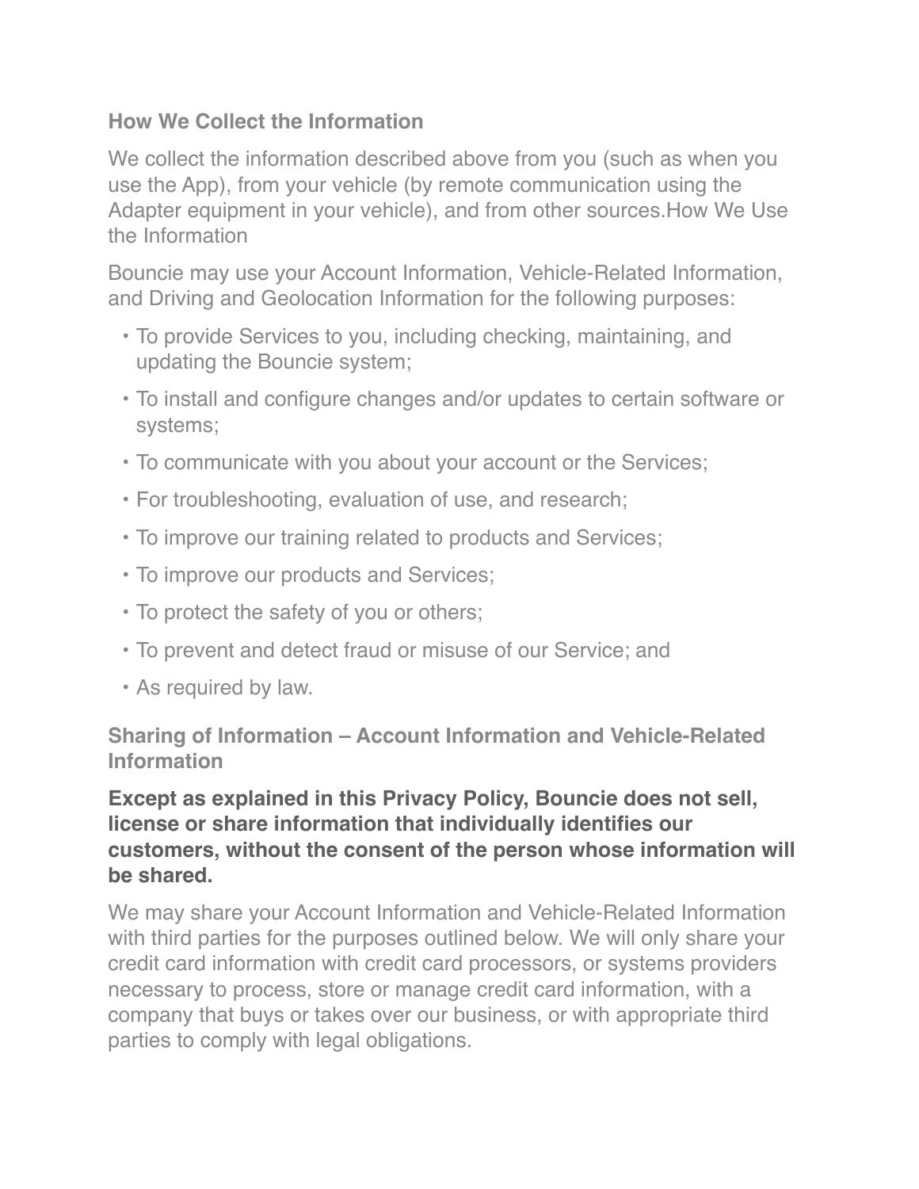### How We Collect the Information

We collect the information described above from you (such as when you use the App), from your vehicle (by remote communication using the Adapter equipment in your vehicle), and from other sources.How We Use the Information

Bouncie may use your Account Information, Vehicle-Related Information, and Driving and Geolocation Information for the following purposes:

- To provide Services to you, including checking, maintaining, and updating the Bouncie system;
- To install and configure changes and/or updates to certain software or systems;
- To communicate with you about your account or the Services;
- For troubleshooting, evaluation of use, and research;
- To improve our training related to products and Services;
- To improve our products and Services;
- To protect the safety of you or others;
- To prevent and detect fraud or misuse of our Service; and
- As required by law.

### Sharing of Information – Account Information and Vehicle-Related Information

**Except as explained in this Privacy Policy, Bouncie does not sell, license or share information that individually identifies our customers, without the consent of the person whose information will be shared.**

We may share your Account Information and Vehicle-Related Information with third parties for the purposes outlined below. We will only share your credit card information with credit card processors, or systems providers necessary to process, store or manage credit card information, with a company that buys or takes over our business, or with appropriate third parties to comply with legal obligations.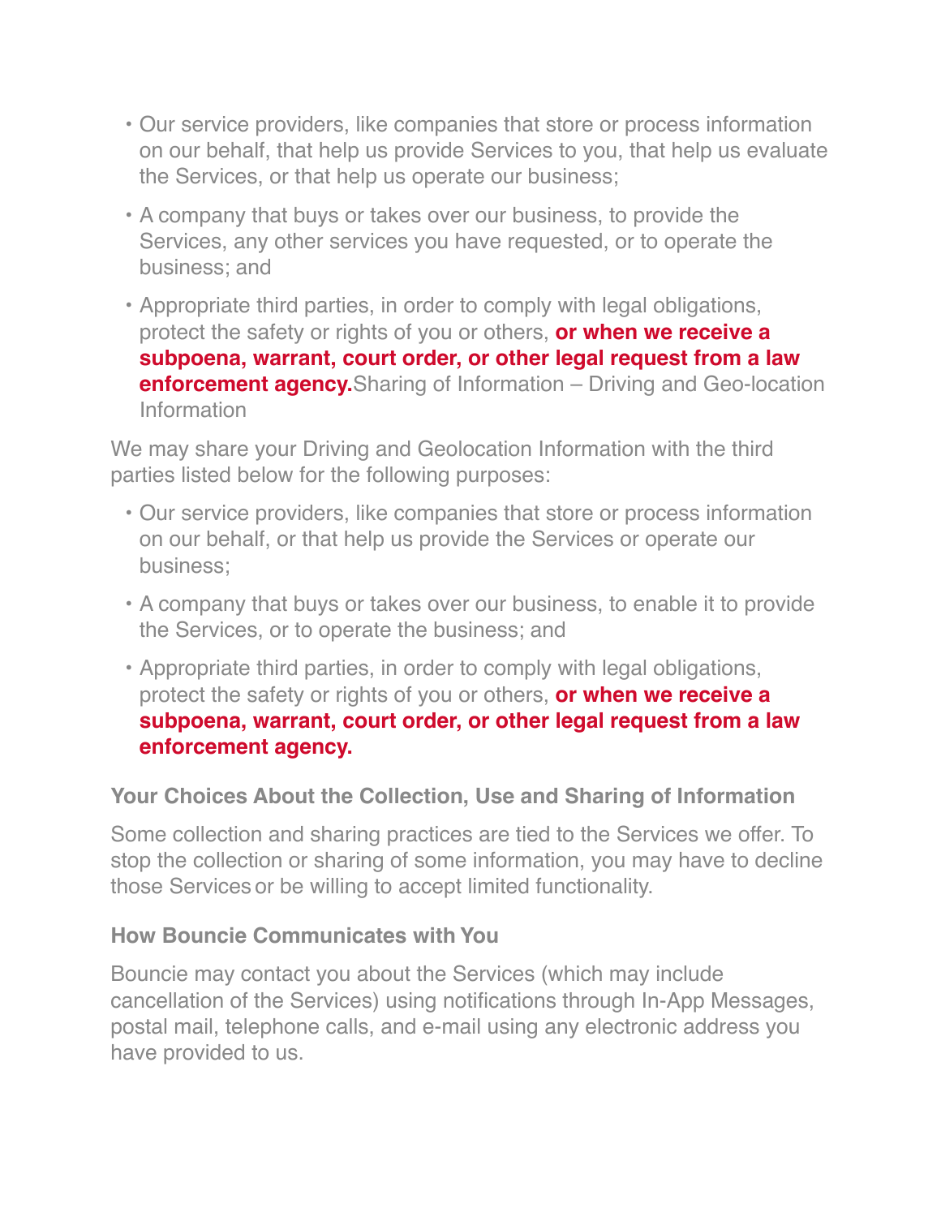- Our service providers, like companies that store or process information on our behalf, that help us provide Services to you, that help us evaluate the Services, or that help us operate our business;
- A company that buys or takes over our business, to provide the Services, any other services you have requested, or to operate the business; and
- Appropriate third parties, in order to comply with legal obligations, protect the safety or rights of you or others, **or when we receive a subpoena, warrant, court order, or other legal request from a law enforcement agency.**Sharing of Information – Driving and Geo-location Information

We may share your Driving and Geolocation Information with the third parties listed below for the following purposes:

- Our service providers, like companies that store or process information on our behalf, or that help us provide the Services or operate our business;
- A company that buys or takes over our business, to enable it to provide the Services, or to operate the business; and
- Appropriate third parties, in order to comply with legal obligations, protect the safety or rights of you or others, **or when we receive a subpoena, warrant, court order, or other legal request from a law enforcement agency.**

### Your Choices About the Collection, Use and Sharing of Information

Some collection and sharing practices are tied to the Services we offer. To stop the collection or sharing of some information, you may have to decline those Services or be willing to accept limited functionality.

### How Bouncie Communicates with You

Bouncie may contact you about the Services (which may include cancellation of the Services) using notifications through In-App Messages, postal mail, telephone calls, and e-mail using any electronic address you have provided to us.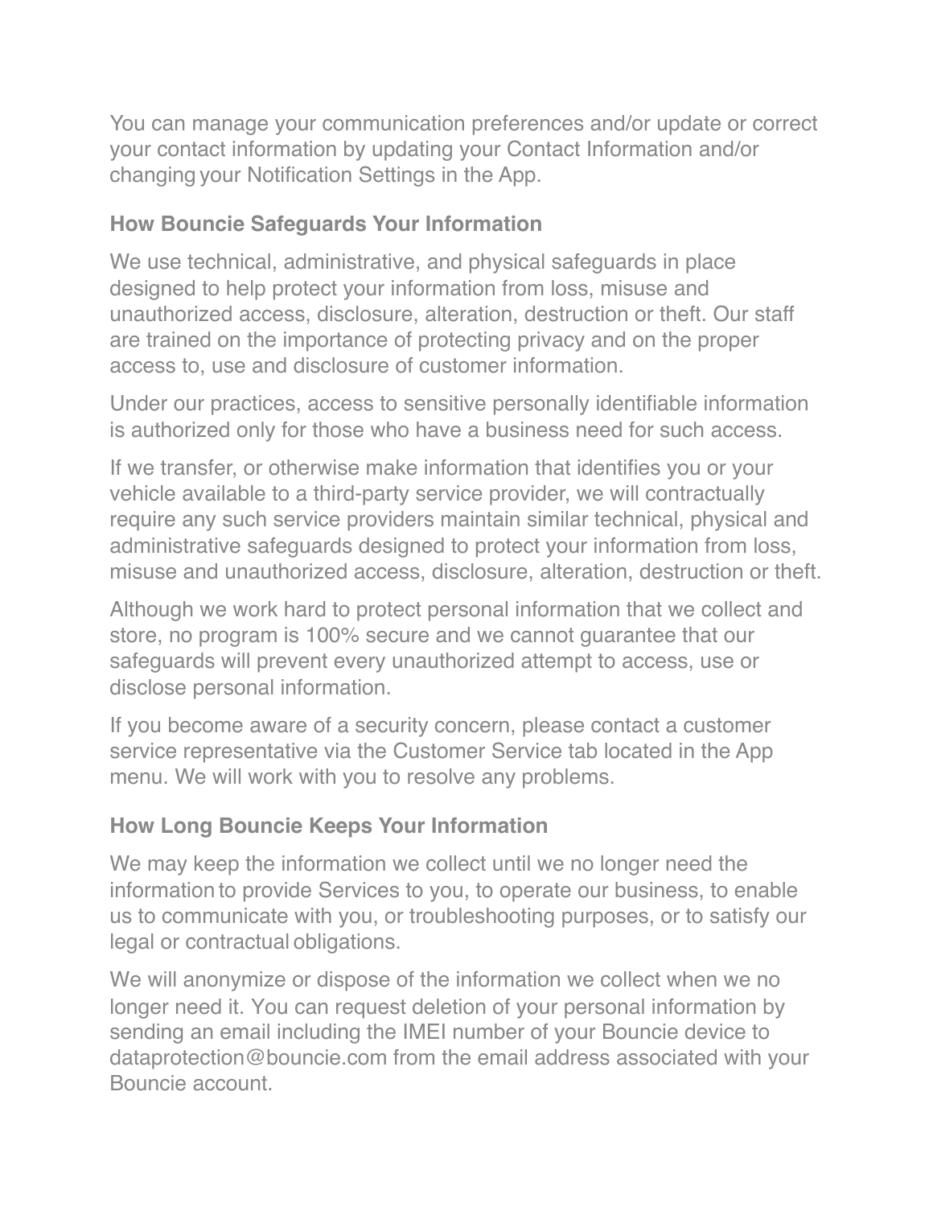You can manage your communication preferences and/or update or correct your contact information by updating your Contact Information and/or changing your Notification Settings in the App.

### How Bouncie Safeguards Your Information

We use technical, administrative, and physical safeguards in place designed to help protect your information from loss, misuse and unauthorized access, disclosure, alteration, destruction or theft. Our staff are trained on the importance of protecting privacy and on the proper access to, use and disclosure of customer information.

Under our practices, access to sensitive personally identifiable information is authorized only for those who have a business need for such access.

If we transfer, or otherwise make information that identifies you or your vehicle available to a third-party service provider, we will contractually require any such service providers maintain similar technical, physical and administrative safeguards designed to protect your information from loss, misuse and unauthorized access, disclosure, alteration, destruction or theft.

Although we work hard to protect personal information that we collect and store, no program is 100% secure and we cannot guarantee that our safeguards will prevent every unauthorized attempt to access, use or disclose personal information.

If you become aware of a security concern, please contact a customer service representative via the Customer Service tab located in the App menu. We will work with you to resolve any problems.

### How Long Bouncie Keeps Your Information

We may keep the information we collect until we no longer need the information to provide Services to you, to operate our business, to enable us to communicate with you, or troubleshooting purposes, or to satisfy our legal or contractual obligations.

We will anonymize or dispose of the information we collect when we no longer need it. You can request deletion of your personal information by sending an email including the IMEI number of your Bouncie device to dataprotection@bouncie.com from the email address associated with your Bouncie account.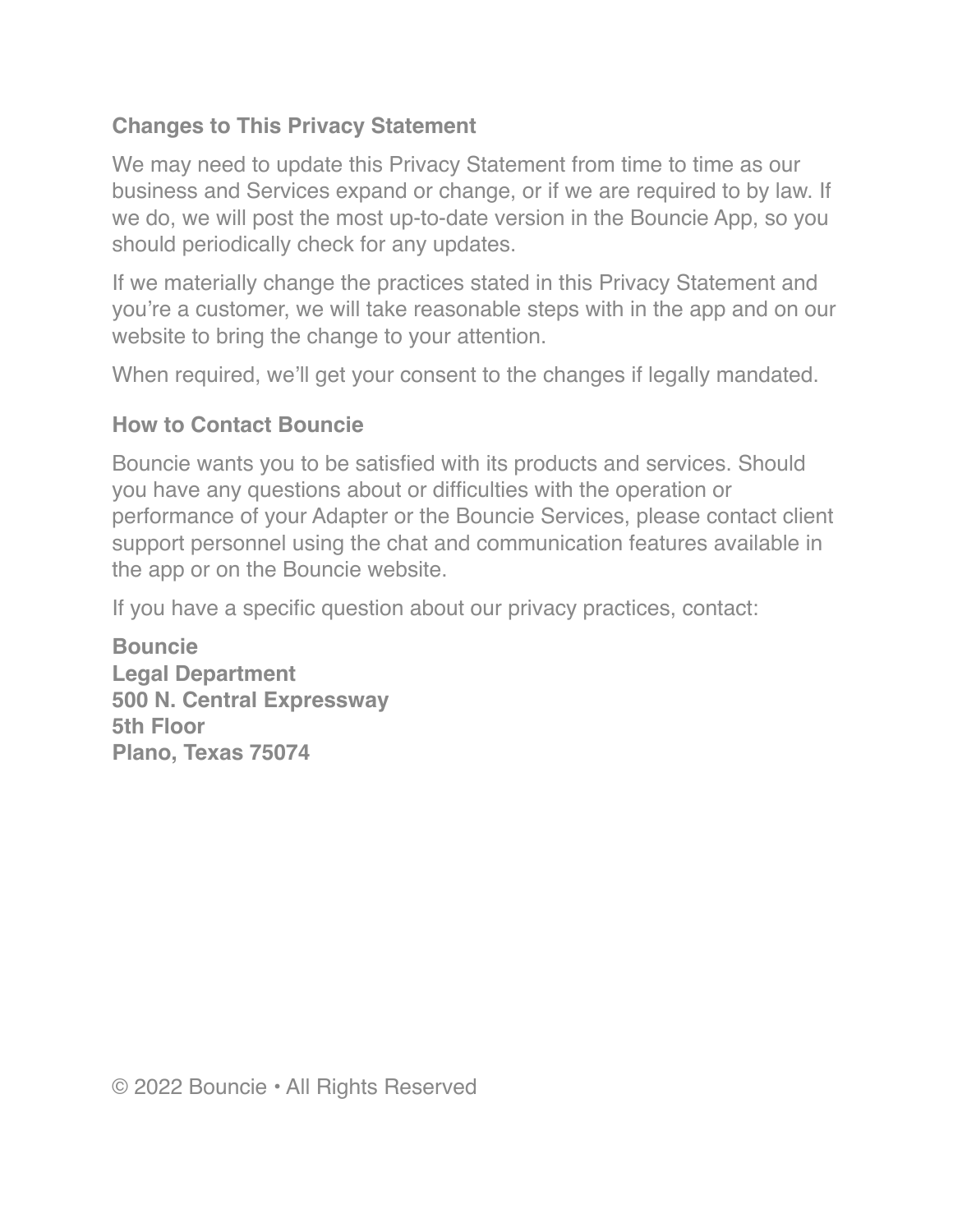## Changes to This Privacy Statement

We may need to update this Privacy Statement from time to time as our business and Services expand or change, or if we are required to by law. If we do, we will post the most up-to-date version in the Bouncie App, so you should periodically check for any updates.

If we materially change the practices stated in this Privacy Statement and you're a customer, we will take reasonable steps with in the app and on our website to bring the change to your attention.

When required, we'll get your consent to the changes if legally mandated.

## How to Contact Bouncie

Bouncie wants you to be satisfied with its products and services. Should you have any questions about or difficulties with the operation or performance of your Adapter or the Bouncie Services, please contact client support personnel using the chat and communication features available in the app or on the Bouncie website.

If you have a specific question about our privacy practices, contact:

**Bouncie**
**Legal Department**
**500 N. Central Expressway**
**5th Floor**
**Plano, Texas 75074**

© 2022 Bouncie • All Rights Reserved